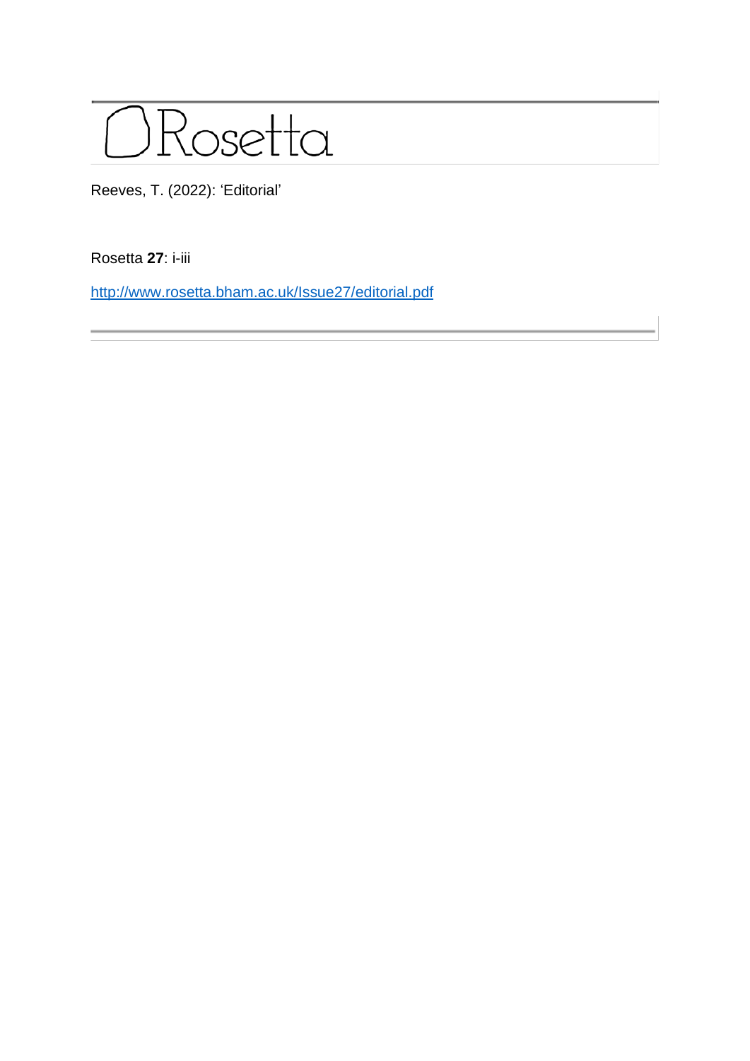# Rosetta

Reeves, T. (2022): 'Editorial'

Rosetta **27**: i-iii

http://www.rosetta.bham.ac.uk/Issue27/editorial.pdf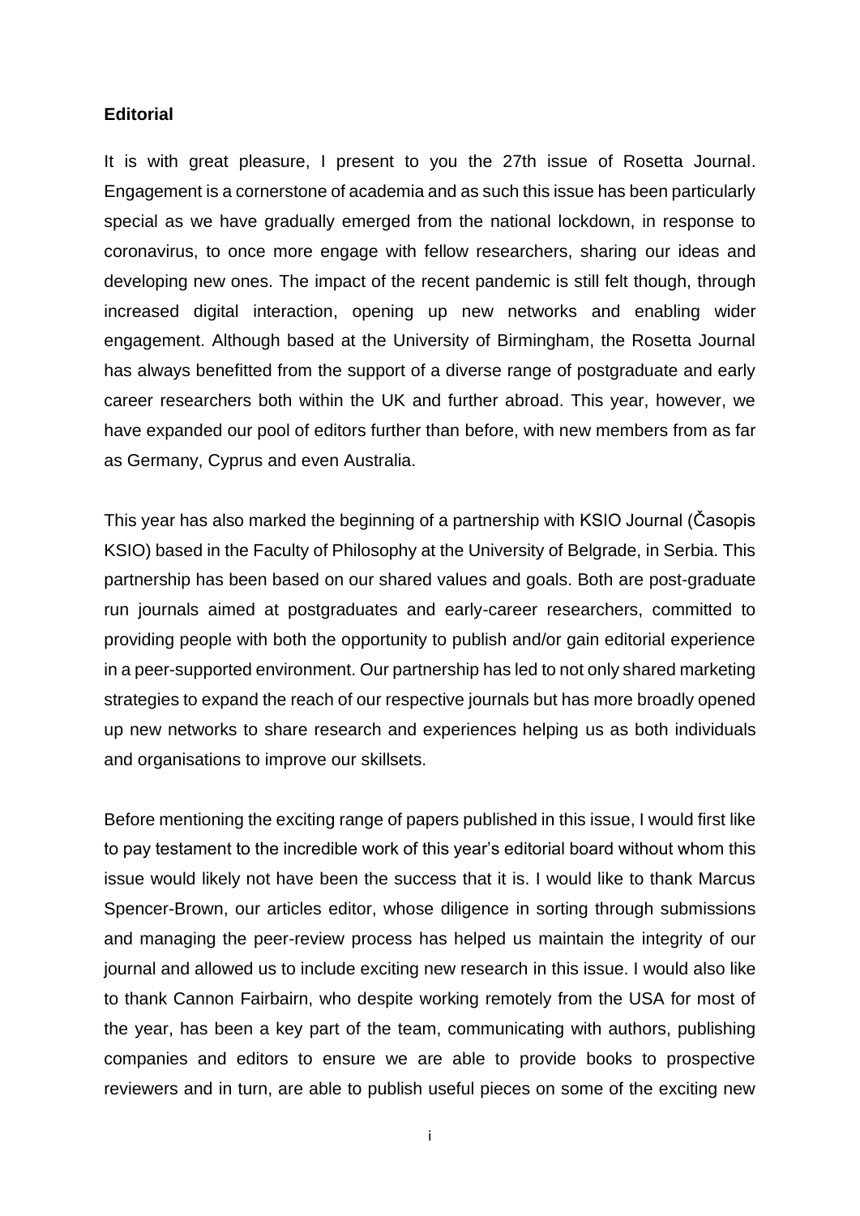**Editorial**

It is with great pleasure, I present to you the 27th issue of Rosetta Journal. Engagement is a cornerstone of academia and as such this issue has been particularly special as we have gradually emerged from the national lockdown, in response to coronavirus, to once more engage with fellow researchers, sharing our ideas and developing new ones. The impact of the recent pandemic is still felt though, through increased digital interaction, opening up new networks and enabling wider engagement. Although based at the University of Birmingham, the Rosetta Journal has always benefitted from the support of a diverse range of postgraduate and early career researchers both within the UK and further abroad. This year, however, we have expanded our pool of editors further than before, with new members from as far as Germany, Cyprus and even Australia.

This year has also marked the beginning of a partnership with KSIO Journal (Časopis KSIO) based in the Faculty of Philosophy at the University of Belgrade, in Serbia. This partnership has been based on our shared values and goals. Both are post-graduate run journals aimed at postgraduates and early-career researchers, committed to providing people with both the opportunity to publish and/or gain editorial experience in a peer-supported environment. Our partnership has led to not only shared marketing strategies to expand the reach of our respective journals but has more broadly opened up new networks to share research and experiences helping us as both individuals and organisations to improve our skillsets.

Before mentioning the exciting range of papers published in this issue, I would first like to pay testament to the incredible work of this year's editorial board without whom this issue would likely not have been the success that it is. I would like to thank Marcus Spencer-Brown, our articles editor, whose diligence in sorting through submissions and managing the peer-review process has helped us maintain the integrity of our journal and allowed us to include exciting new research in this issue. I would also like to thank Cannon Fairbairn, who despite working remotely from the USA for most of the year, has been a key part of the team, communicating with authors, publishing companies and editors to ensure we are able to provide books to prospective reviewers and in turn, are able to publish useful pieces on some of the exciting new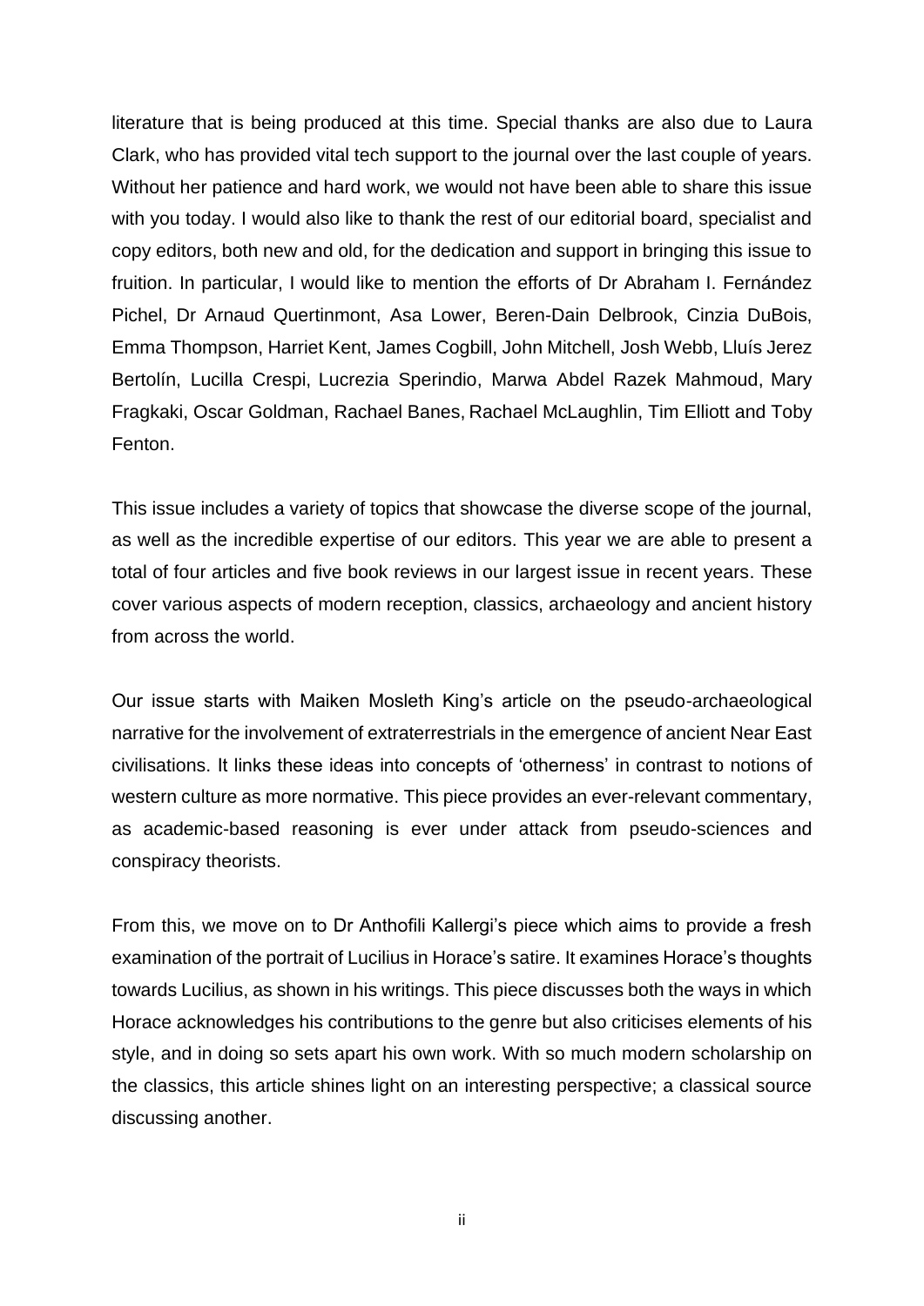literature that is being produced at this time. Special thanks are also due to Laura Clark, who has provided vital tech support to the journal over the last couple of years. Without her patience and hard work, we would not have been able to share this issue with you today. I would also like to thank the rest of our editorial board, specialist and copy editors, both new and old, for the dedication and support in bringing this issue to fruition. In particular, I would like to mention the efforts of Dr Abraham I. Fernández Pichel, Dr Arnaud Quertinmont, Asa Lower, Beren-Dain Delbrook, Cinzia DuBois, Emma Thompson, Harriet Kent, James Cogbill, John Mitchell, Josh Webb, Lluís Jerez Bertolín, Lucilla Crespi, Lucrezia Sperindio, Marwa Abdel Razek Mahmoud, Mary Fragkaki, Oscar Goldman, Rachael Banes, Rachael McLaughlin, Tim Elliott and Toby Fenton.

This issue includes a variety of topics that showcase the diverse scope of the journal, as well as the incredible expertise of our editors. This year we are able to present a total of four articles and five book reviews in our largest issue in recent years. These cover various aspects of modern reception, classics, archaeology and ancient history from across the world.

Our issue starts with Maiken Mosleth King's article on the pseudo-archaeological narrative for the involvement of extraterrestrials in the emergence of ancient Near East civilisations. It links these ideas into concepts of 'otherness' in contrast to notions of western culture as more normative. This piece provides an ever-relevant commentary, as academic-based reasoning is ever under attack from pseudo-sciences and conspiracy theorists.

From this, we move on to Dr Anthofili Kallergi's piece which aims to provide a fresh examination of the portrait of Lucilius in Horace's satire. It examines Horace's thoughts towards Lucilius, as shown in his writings. This piece discusses both the ways in which Horace acknowledges his contributions to the genre but also criticises elements of his style, and in doing so sets apart his own work. With so much modern scholarship on the classics, this article shines light on an interesting perspective; a classical source discussing another.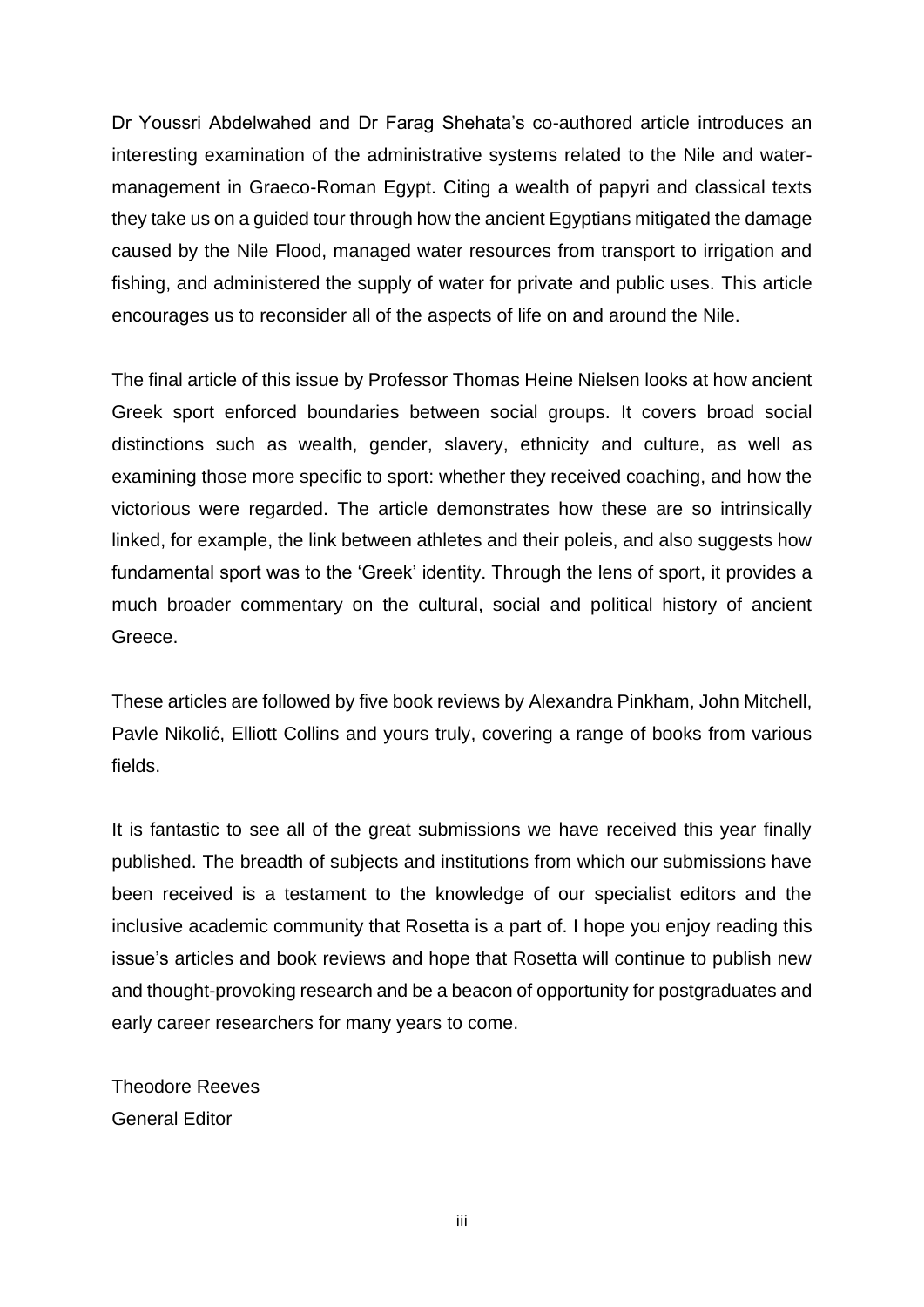Dr Youssri Abdelwahed and Dr Farag Shehata's co-authored article introduces an interesting examination of the administrative systems related to the Nile and water-management in Graeco-Roman Egypt. Citing a wealth of papyri and classical texts they take us on a guided tour through how the ancient Egyptians mitigated the damage caused by the Nile Flood, managed water resources from transport to irrigation and fishing, and administered the supply of water for private and public uses. This article encourages us to reconsider all of the aspects of life on and around the Nile.

The final article of this issue by Professor Thomas Heine Nielsen looks at how ancient Greek sport enforced boundaries between social groups. It covers broad social distinctions such as wealth, gender, slavery, ethnicity and culture, as well as examining those more specific to sport: whether they received coaching, and how the victorious were regarded. The article demonstrates how these are so intrinsically linked, for example, the link between athletes and their poleis, and also suggests how fundamental sport was to the 'Greek' identity. Through the lens of sport, it provides a much broader commentary on the cultural, social and political history of ancient Greece.

These articles are followed by five book reviews by Alexandra Pinkham, John Mitchell, Pavle Nikolić, Elliott Collins and yours truly, covering a range of books from various fields.

It is fantastic to see all of the great submissions we have received this year finally published. The breadth of subjects and institutions from which our submissions have been received is a testament to the knowledge of our specialist editors and the inclusive academic community that Rosetta is a part of. I hope you enjoy reading this issue's articles and book reviews and hope that Rosetta will continue to publish new and thought-provoking research and be a beacon of opportunity for postgraduates and early career researchers for many years to come.

Theodore Reeves
General Editor